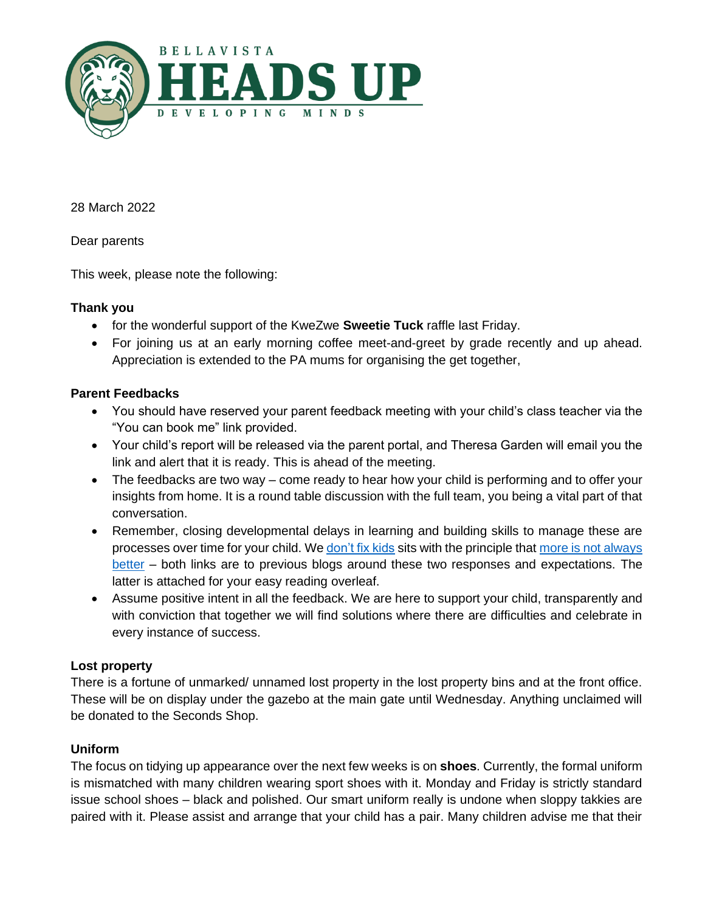BELLAVISTA

# HEADS UP

DEVELOPING MINDS

28 March 2022

Dear parents

This week, please note the following:

**Thank you**

- for the wonderful support of the KweZwe **Sweetie Tuck** raffle last Friday.
- For joining us at an early morning coffee meet-and-greet by grade recently and up ahead. Appreciation is extended to the PA mums for organising the get together,

**Parent Feedbacks**

- You should have reserved your parent feedback meeting with your child's class teacher via the "You can book me" link provided.
- Your child's report will be released via the parent portal, and Theresa Garden will email you the link and alert that it is ready. This is ahead of the meeting.
- The feedbacks are two way – come ready to hear how your child is performing and to offer your insights from home. It is a round table discussion with the full team, you being a vital part of that conversation.
- Remember, closing developmental delays in learning and building skills to manage these are processes over time for your child. We don't fix kids sits with the principle that more is not always better – both links are to previous blogs around these two responses and expectations. The latter is attached for your easy reading overleaf.
- Assume positive intent in all the feedback. We are here to support your child, transparently and with conviction that together we will find solutions where there are difficulties and celebrate in every instance of success.

**Lost property**

There is a fortune of unmarked/ unnamed lost property in the lost property bins and at the front office. These will be on display under the gazebo at the main gate until Wednesday. Anything unclaimed will be donated to the Seconds Shop.

**Uniform**

The focus on tidying up appearance over the next few weeks is on **shoes**. Currently, the formal uniform is mismatched with many children wearing sport shoes with it. Monday and Friday is strictly standard issue school shoes – black and polished. Our smart uniform really is undone when sloppy takkies are paired with it. Please assist and arrange that your child has a pair. Many children advise me that their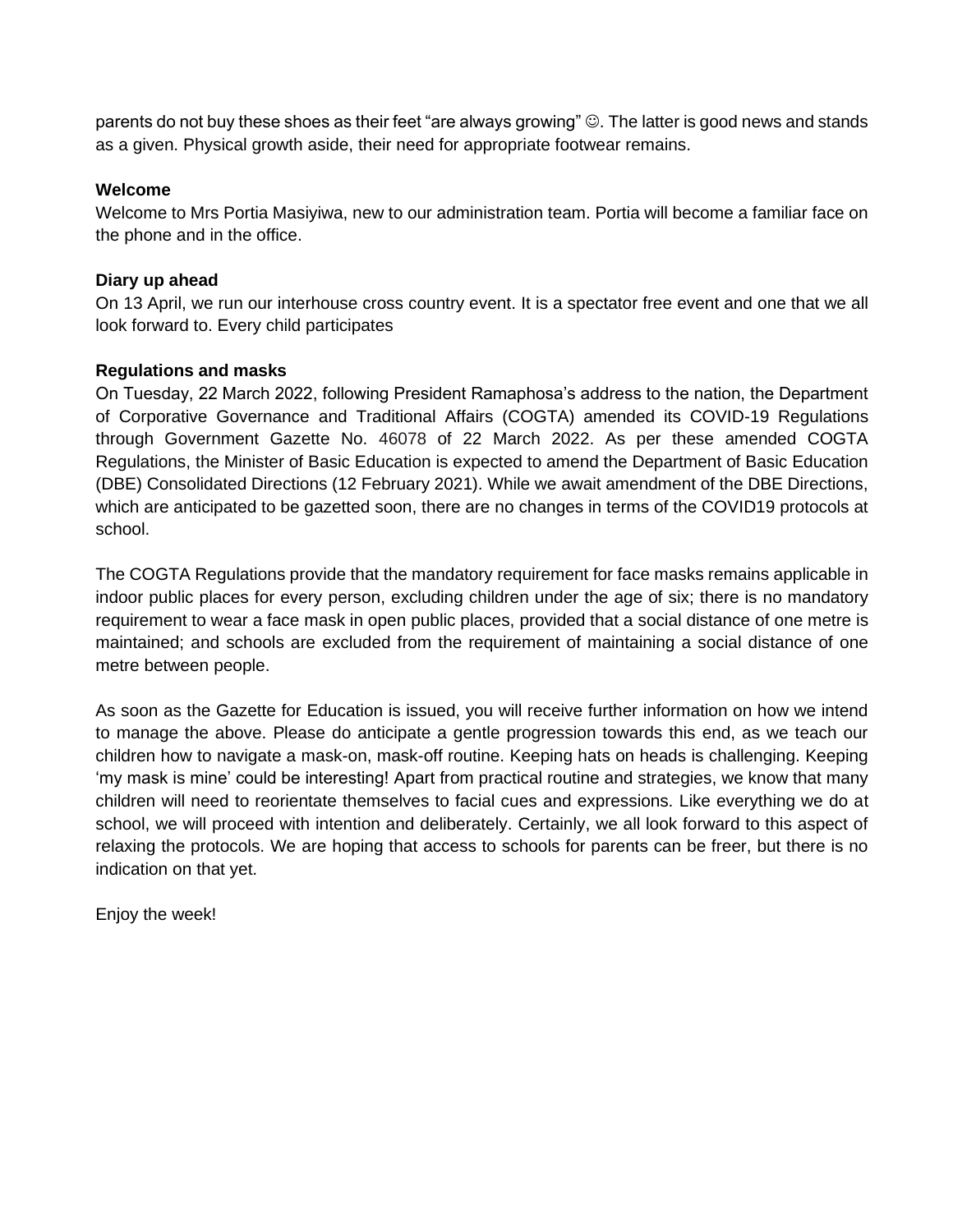parents do not buy these shoes as their feet "are always growing" ☺. The latter is good news and stands as a given. Physical growth aside, their need for appropriate footwear remains.

**Welcome**

Welcome to Mrs Portia Masiyiwa, new to our administration team. Portia will become a familiar face on the phone and in the office.

**Diary up ahead**

On 13 April, we run our interhouse cross country event. It is a spectator free event and one that we all look forward to. Every child participates

**Regulations and masks**

On Tuesday, 22 March 2022, following President Ramaphosa's address to the nation, the Department of Corporative Governance and Traditional Affairs (COGTA) amended its COVID-19 Regulations through Government Gazette No. 46078 of 22 March 2022. As per these amended COGTA Regulations, the Minister of Basic Education is expected to amend the Department of Basic Education (DBE) Consolidated Directions (12 February 2021). While we await amendment of the DBE Directions, which are anticipated to be gazetted soon, there are no changes in terms of the COVID19 protocols at school.

The COGTA Regulations provide that the mandatory requirement for face masks remains applicable in indoor public places for every person, excluding children under the age of six; there is no mandatory requirement to wear a face mask in open public places, provided that a social distance of one metre is maintained; and schools are excluded from the requirement of maintaining a social distance of one metre between people.

As soon as the Gazette for Education is issued, you will receive further information on how we intend to manage the above. Please do anticipate a gentle progression towards this end, as we teach our children how to navigate a mask-on, mask-off routine. Keeping hats on heads is challenging. Keeping 'my mask is mine' could be interesting! Apart from practical routine and strategies, we know that many children will need to reorientate themselves to facial cues and expressions. Like everything we do at school, we will proceed with intention and deliberately. Certainly, we all look forward to this aspect of relaxing the protocols. We are hoping that access to schools for parents can be freer, but there is no indication on that yet.

Enjoy the week!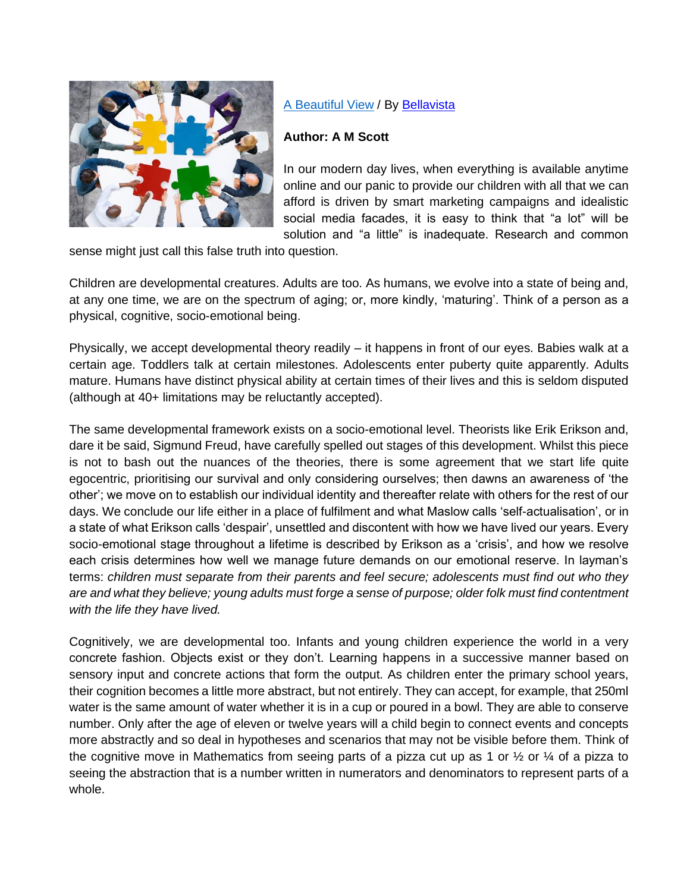[A Beautiful View](#) / By [Bellavista](#)

**Author: A M Scott**

In our modern day lives, when everything is available anytime online and our panic to provide our children with all that we can afford is driven by smart marketing campaigns and idealistic social media facades, it is easy to think that "a lot" will be solution and "a little" is inadequate. Research and common sense might just call this false truth into question.

Children are developmental creatures. Adults are too. As humans, we evolve into a state of being and, at any one time, we are on the spectrum of aging; or, more kindly, 'maturing'. Think of a person as a physical, cognitive, socio-emotional being.

Physically, we accept developmental theory readily – it happens in front of our eyes. Babies walk at a certain age. Toddlers talk at certain milestones. Adolescents enter puberty quite apparently. Adults mature. Humans have distinct physical ability at certain times of their lives and this is seldom disputed (although at 40+ limitations may be reluctantly accepted).

The same developmental framework exists on a socio-emotional level. Theorists like Erik Erikson and, dare it be said, Sigmund Freud, have carefully spelled out stages of this development. Whilst this piece is not to bash out the nuances of the theories, there is some agreement that we start life quite egocentric, prioritising our survival and only considering ourselves; then dawns an awareness of 'the other'; we move on to establish our individual identity and thereafter relate with others for the rest of our days. We conclude our life either in a place of fulfilment and what Maslow calls 'self-actualisation', or in a state of what Erikson calls 'despair', unsettled and discontent with how we have lived our years. Every socio-emotional stage throughout a lifetime is described by Erikson as a 'crisis', and how we resolve each crisis determines how well we manage future demands on our emotional reserve. In layman's terms: *children must separate from their parents and feel secure; adolescents must find out who they are and what they believe; young adults must forge a sense of purpose; older folk must find contentment with the life they have lived.*

Cognitively, we are developmental too. Infants and young children experience the world in a very concrete fashion. Objects exist or they don't. Learning happens in a successive manner based on sensory input and concrete actions that form the output. As children enter the primary school years, their cognition becomes a little more abstract, but not entirely. They can accept, for example, that 250ml water is the same amount of water whether it is in a cup or poured in a bowl. They are able to conserve number. Only after the age of eleven or twelve years will a child begin to connect events and concepts more abstractly and so deal in hypotheses and scenarios that may not be visible before them. Think of the cognitive move in Mathematics from seeing parts of a pizza cut up as 1 or ½ or ¼ of a pizza to seeing the abstraction that is a number written in numerators and denominators to represent parts of a whole.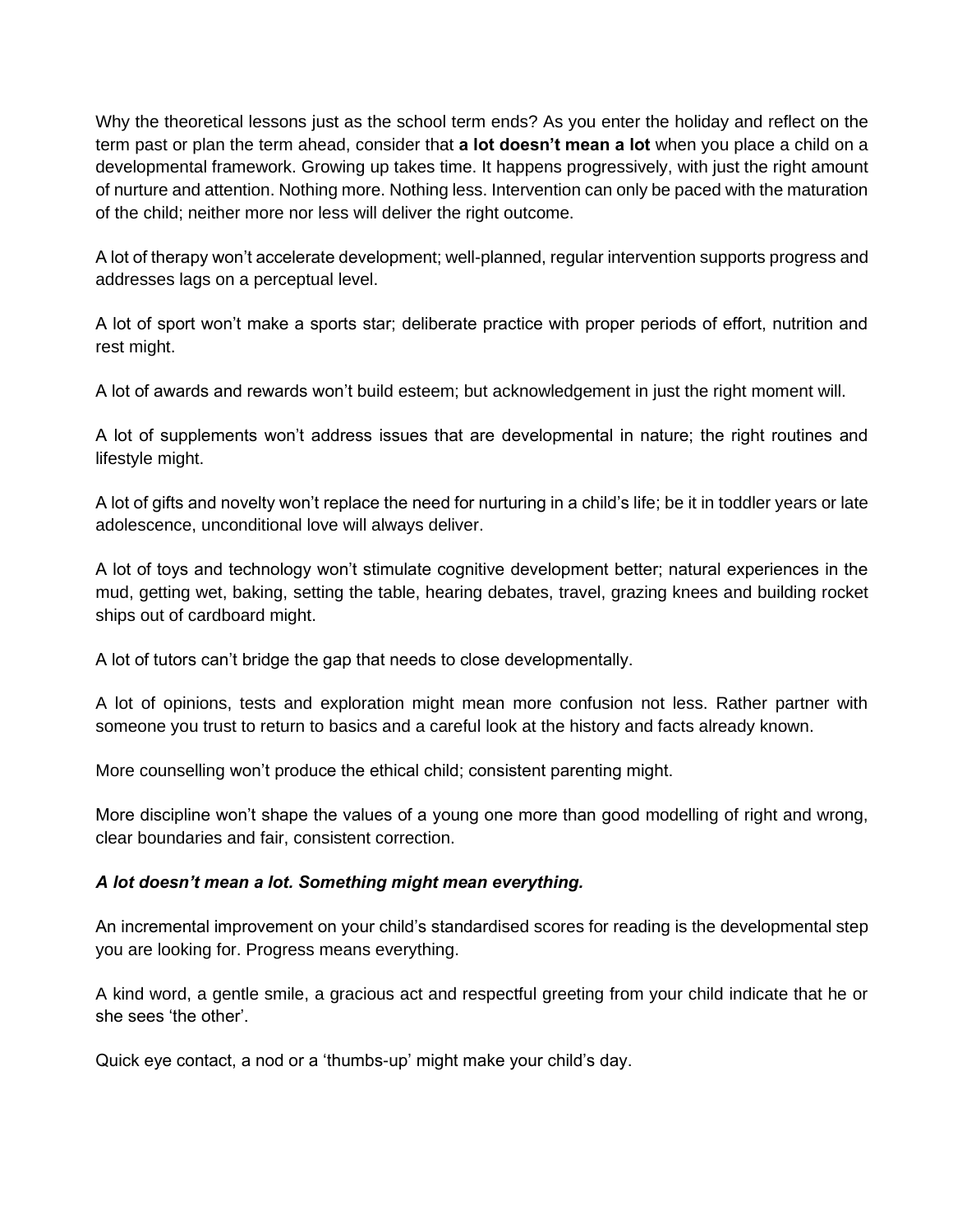Why the theoretical lessons just as the school term ends? As you enter the holiday and reflect on the term past or plan the term ahead, consider that **a lot doesn't mean a lot** when you place a child on a developmental framework. Growing up takes time. It happens progressively, with just the right amount of nurture and attention. Nothing more. Nothing less. Intervention can only be paced with the maturation of the child; neither more nor less will deliver the right outcome.

A lot of therapy won't accelerate development; well-planned, regular intervention supports progress and addresses lags on a perceptual level.

A lot of sport won't make a sports star; deliberate practice with proper periods of effort, nutrition and rest might.

A lot of awards and rewards won't build esteem; but acknowledgement in just the right moment will.

A lot of supplements won't address issues that are developmental in nature; the right routines and lifestyle might.

A lot of gifts and novelty won't replace the need for nurturing in a child's life; be it in toddler years or late adolescence, unconditional love will always deliver.

A lot of toys and technology won't stimulate cognitive development better; natural experiences in the mud, getting wet, baking, setting the table, hearing debates, travel, grazing knees and building rocket ships out of cardboard might.

A lot of tutors can't bridge the gap that needs to close developmentally.

A lot of opinions, tests and exploration might mean more confusion not less. Rather partner with someone you trust to return to basics and a careful look at the history and facts already known.

More counselling won't produce the ethical child; consistent parenting might.

More discipline won't shape the values of a young one more than good modelling of right and wrong, clear boundaries and fair, consistent correction.

***A lot doesn't mean a lot. Something might mean everything.***

An incremental improvement on your child's standardised scores for reading is the developmental step you are looking for. Progress means everything.

A kind word, a gentle smile, a gracious act and respectful greeting from your child indicate that he or she sees 'the other'.

Quick eye contact, a nod or a 'thumbs-up' might make your child's day.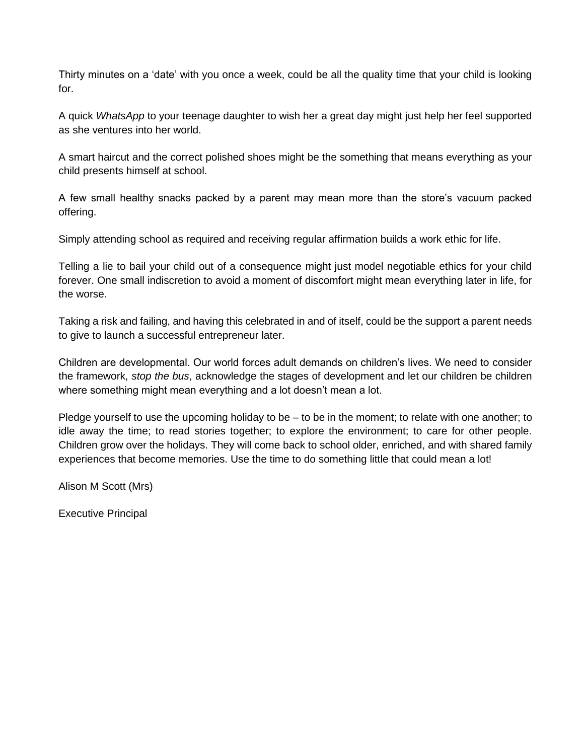Thirty minutes on a 'date' with you once a week, could be all the quality time that your child is looking for.

A quick *WhatsApp* to your teenage daughter to wish her a great day might just help her feel supported as she ventures into her world.

A smart haircut and the correct polished shoes might be the something that means everything as your child presents himself at school.

A few small healthy snacks packed by a parent may mean more than the store's vacuum packed offering.

Simply attending school as required and receiving regular affirmation builds a work ethic for life.

Telling a lie to bail your child out of a consequence might just model negotiable ethics for your child forever. One small indiscretion to avoid a moment of discomfort might mean everything later in life, for the worse.

Taking a risk and failing, and having this celebrated in and of itself, could be the support a parent needs to give to launch a successful entrepreneur later.

Children are developmental. Our world forces adult demands on children's lives. We need to consider the framework, *stop the bus*, acknowledge the stages of development and let our children be children where something might mean everything and a lot doesn't mean a lot.

Pledge yourself to use the upcoming holiday to be – to be in the moment; to relate with one another; to idle away the time; to read stories together; to explore the environment; to care for other people. Children grow over the holidays. They will come back to school older, enriched, and with shared family experiences that become memories. Use the time to do something little that could mean a lot!

Alison M Scott (Mrs)

Executive Principal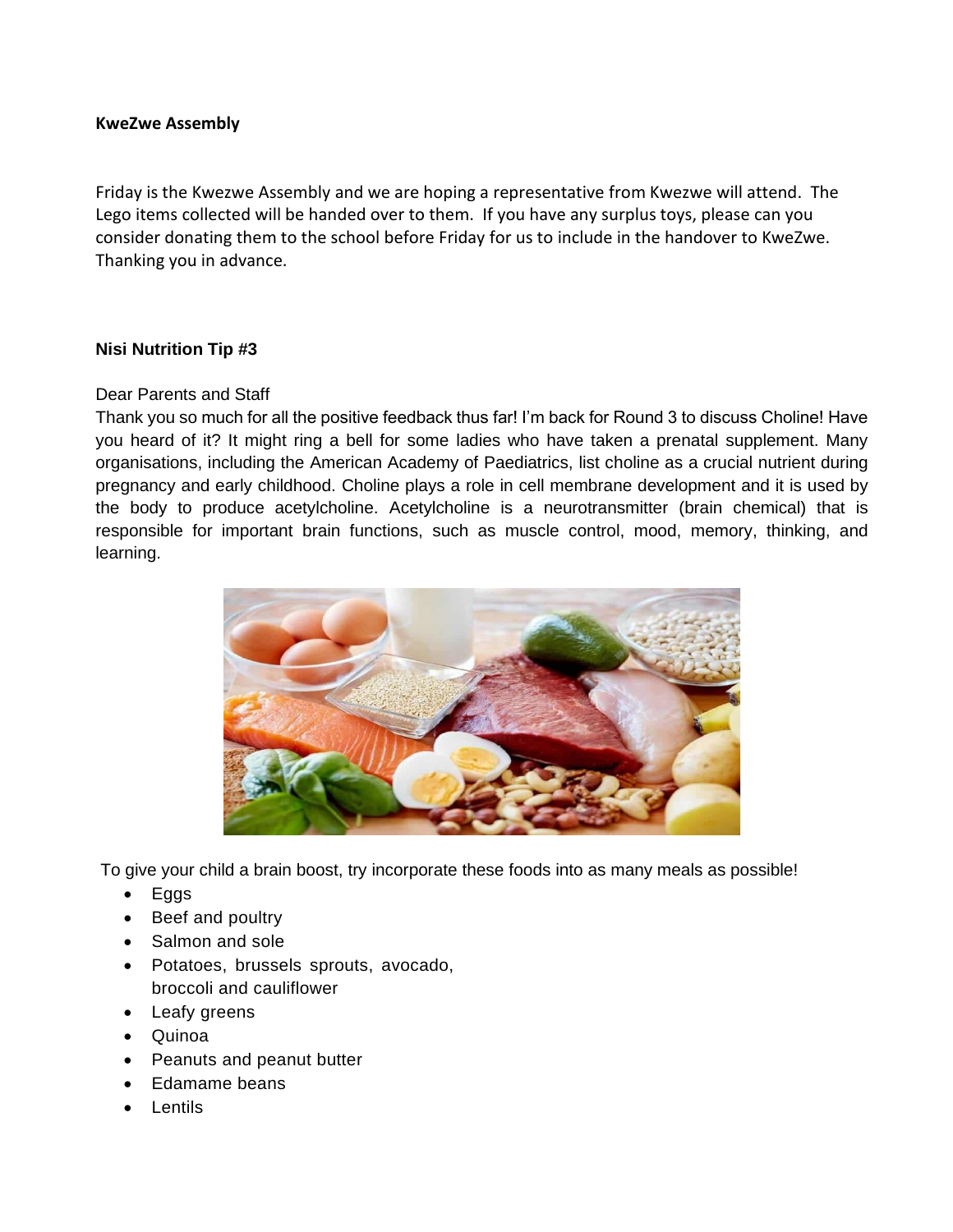**KweZwe Assembly**

Friday is the Kwezwe Assembly and we are hoping a representative from Kwezwe will attend. The Lego items collected will be handed over to them. If you have any surplus toys, please can you consider donating them to the school before Friday for us to include in the handover to KweZwe. Thanking you in advance.

**Nisi Nutrition Tip #3**

Dear Parents and Staff

Thank you so much for all the positive feedback thus far! I'm back for Round 3 to discuss Choline! Have you heard of it? It might ring a bell for some ladies who have taken a prenatal supplement. Many organisations, including the American Academy of Paediatrics, list choline as a crucial nutrient during pregnancy and early childhood. Choline plays a role in cell membrane development and it is used by the body to produce acetylcholine. Acetylcholine is a neurotransmitter (brain chemical) that is responsible for important brain functions, such as muscle control, mood, memory, thinking, and learning.

To give your child a brain boost, try incorporate these foods into as many meals as possible!

- Eggs
- Beef and poultry
- Salmon and sole
- Potatoes, brussels sprouts, avocado, broccoli and cauliflower
- Leafy greens
- Quinoa
- Peanuts and peanut butter
- Edamame beans
- Lentils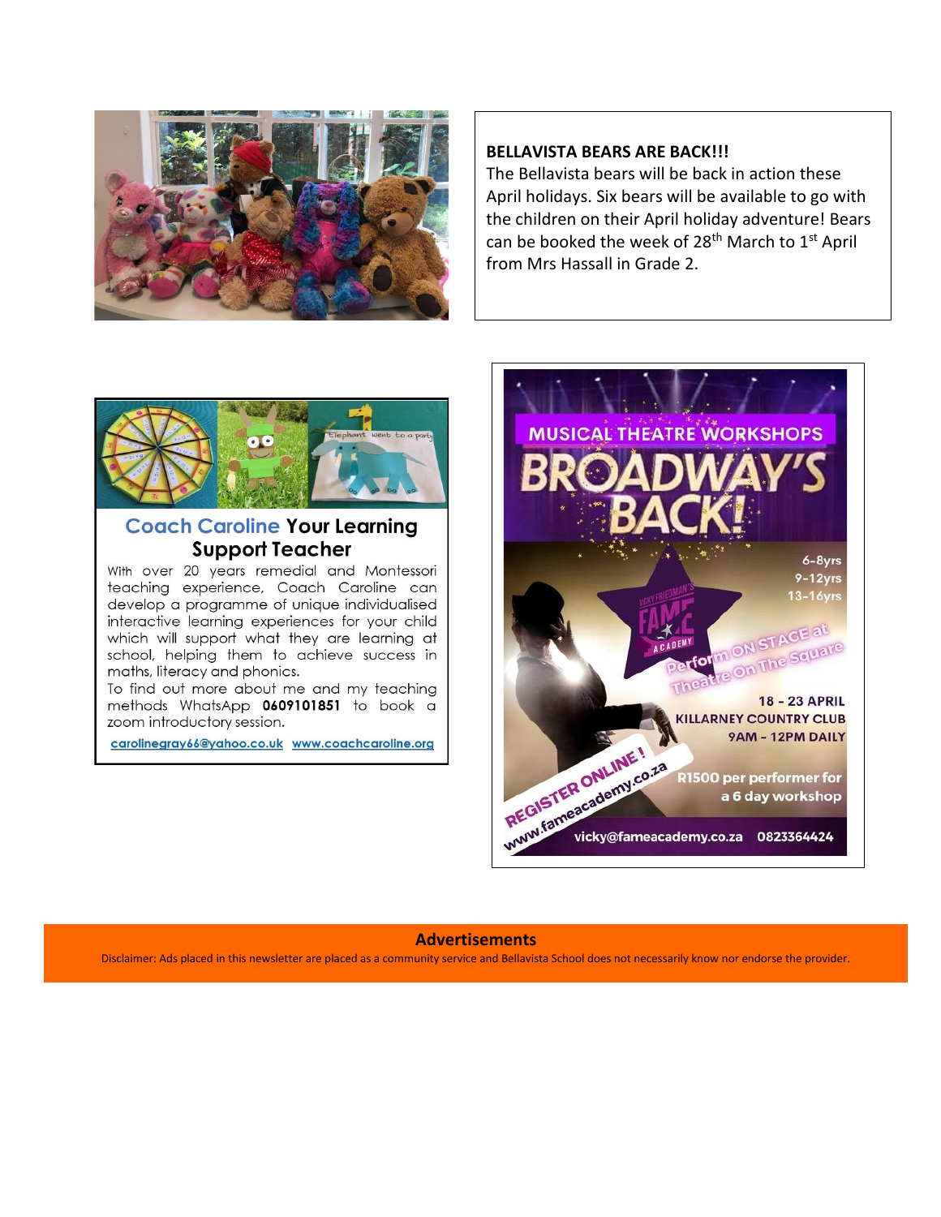**BELLAVISTA BEARS ARE BACK!!!**

The Bellavista bears will be back in action these April holidays. Six bears will be available to go with the children on their April holiday adventure! Bears can be booked the week of 28th March to 1st April from Mrs Hassall in Grade 2.

## Coach Caroline Your Learning Support Teacher

With over 20 years remedial and Montessori teaching experience, Coach Caroline can develop a programme of unique individualised interactive learning experiences for your child which will support what they are learning at school, helping them to achieve success in maths, literacy and phonics.

To find out more about me and my teaching methods WhatsApp **0609101851** to book a zoom introductory session.

carolinegray66@yahoo.co.uk www.coachcaroline.org

## MUSICAL THEATRE WORKSHOPS

# BROADWAY'S BACK!

Vicky Friedman's FAME Academy

6-8yrs
9-12yrs
13-16yrs

Perform ON STAGE at Theatre On The Square

18 - 23 APRIL
KILLARNEY COUNTRY CLUB
9AM - 12PM DAILY

R1500 per performer for a 6 day workshop

REGISTER ONLINE!
www.fameacademy.co.za

vicky@fameacademy.co.za 0823364424

## Advertisements

Disclaimer: Ads placed in this newsletter are placed as a community service and Bellavista School does not necessarily know nor endorse the provider.